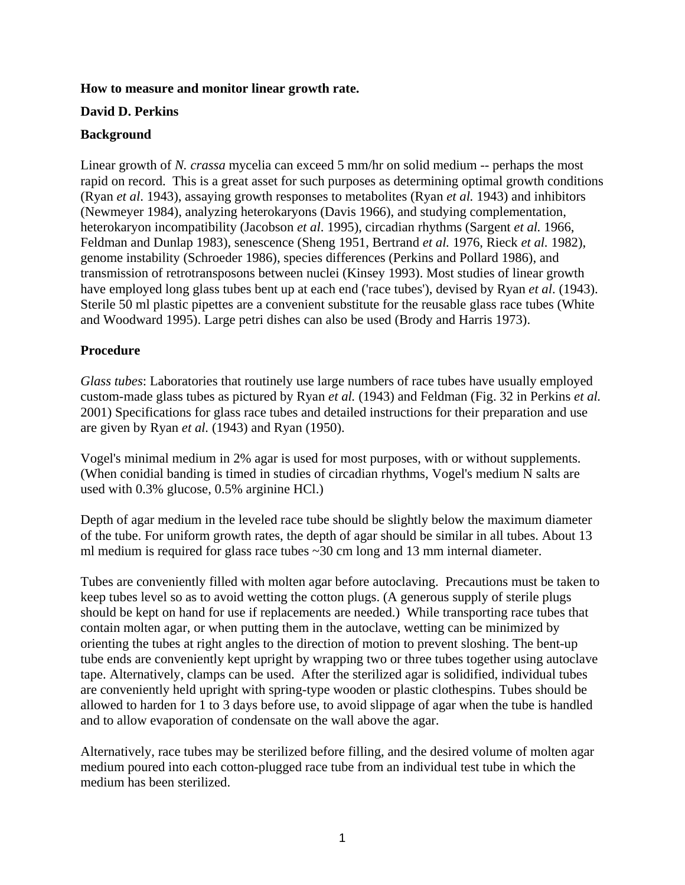**How to measure and monitor linear growth rate.**

**David D. Perkins**

**Background**

Linear growth of *N. crassa* mycelia can exceed 5 mm/hr on solid medium -- perhaps the most rapid on record. This is a great asset for such purposes as determining optimal growth conditions (Ryan *et al*. 1943), assaying growth responses to metabolites (Ryan *et al.* 1943) and inhibitors (Newmeyer 1984), analyzing heterokaryons (Davis 1966), and studying complementation, heterokaryon incompatibility (Jacobson *et al*. 1995), circadian rhythms (Sargent *et al.* 1966, Feldman and Dunlap 1983), senescence (Sheng 1951, Bertrand *et al.* 1976, Rieck *et al.* 1982), genome instability (Schroeder 1986), species differences (Perkins and Pollard 1986), and transmission of retrotransposons between nuclei (Kinsey 1993). Most studies of linear growth have employed long glass tubes bent up at each end ('race tubes'), devised by Ryan *et al*. (1943). Sterile 50 ml plastic pipettes are a convenient substitute for the reusable glass race tubes (White and Woodward 1995). Large petri dishes can also be used (Brody and Harris 1973).

**Procedure**

*Glass tubes*: Laboratories that routinely use large numbers of race tubes have usually employed custom-made glass tubes as pictured by Ryan *et al.* (1943) and Feldman (Fig. 32 in Perkins *et al.* 2001) Specifications for glass race tubes and detailed instructions for their preparation and use are given by Ryan *et al.* (1943) and Ryan (1950).

Vogel's minimal medium in 2% agar is used for most purposes, with or without supplements. (When conidial banding is timed in studies of circadian rhythms, Vogel's medium N salts are used with 0.3% glucose, 0.5% arginine HCl.)

Depth of agar medium in the leveled race tube should be slightly below the maximum diameter of the tube. For uniform growth rates, the depth of agar should be similar in all tubes. About 13 ml medium is required for glass race tubes ~30 cm long and 13 mm internal diameter.

Tubes are conveniently filled with molten agar before autoclaving. Precautions must be taken to keep tubes level so as to avoid wetting the cotton plugs. (A generous supply of sterile plugs should be kept on hand for use if replacements are needed.) While transporting race tubes that contain molten agar, or when putting them in the autoclave, wetting can be minimized by orienting the tubes at right angles to the direction of motion to prevent sloshing. The bent-up tube ends are conveniently kept upright by wrapping two or three tubes together using autoclave tape. Alternatively, clamps can be used. After the sterilized agar is solidified, individual tubes are conveniently held upright with spring-type wooden or plastic clothespins. Tubes should be allowed to harden for 1 to 3 days before use, to avoid slippage of agar when the tube is handled and to allow evaporation of condensate on the wall above the agar.

Alternatively, race tubes may be sterilized before filling, and the desired volume of molten agar medium poured into each cotton-plugged race tube from an individual test tube in which the medium has been sterilized.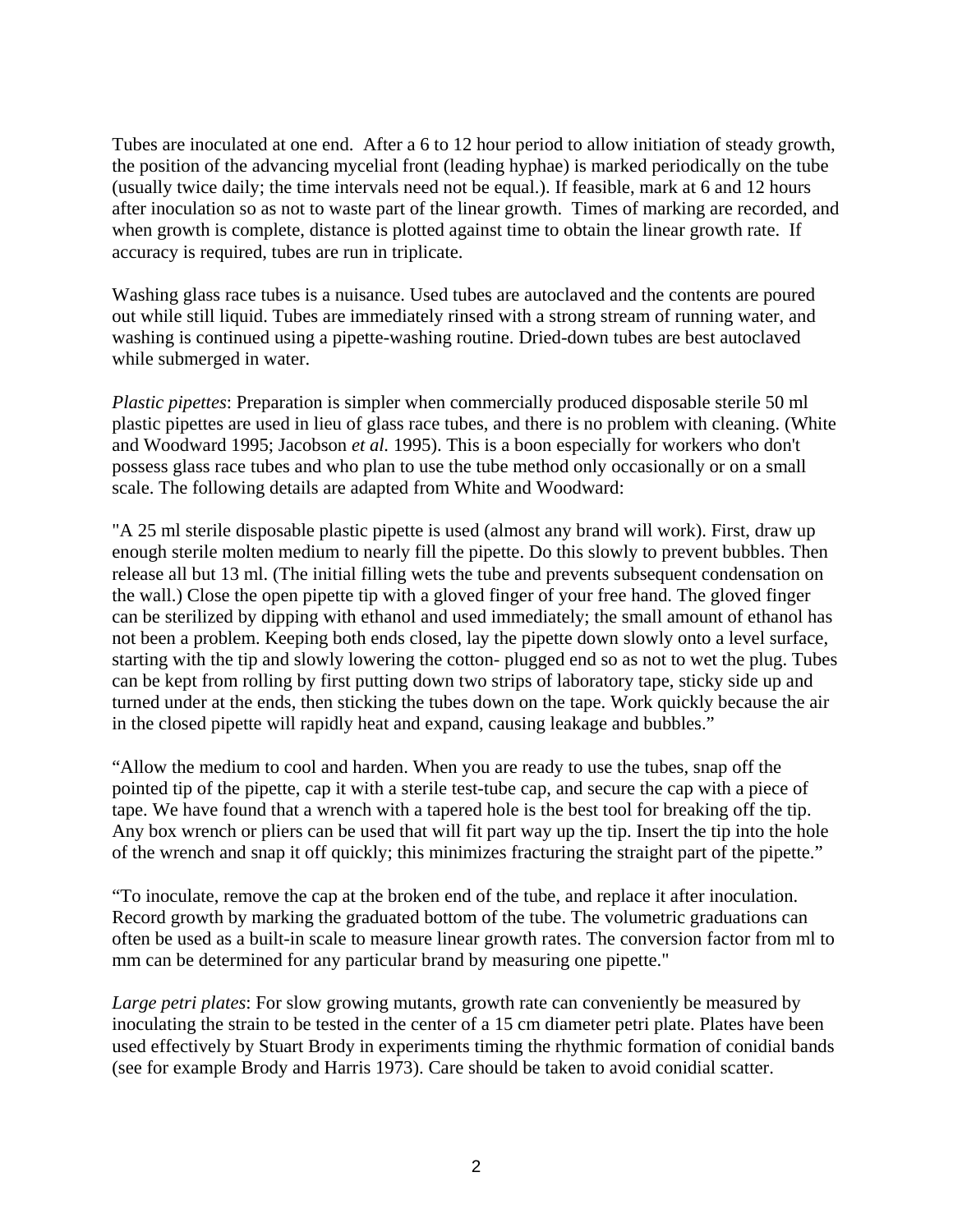Tubes are inoculated at one end. After a 6 to 12 hour period to allow initiation of steady growth, the position of the advancing mycelial front (leading hyphae) is marked periodically on the tube (usually twice daily; the time intervals need not be equal.). If feasible, mark at 6 and 12 hours after inoculation so as not to waste part of the linear growth. Times of marking are recorded, and when growth is complete, distance is plotted against time to obtain the linear growth rate. If accuracy is required, tubes are run in triplicate.

Washing glass race tubes is a nuisance. Used tubes are autoclaved and the contents are poured out while still liquid. Tubes are immediately rinsed with a strong stream of running water, and washing is continued using a pipette-washing routine. Dried-down tubes are best autoclaved while submerged in water.

*Plastic pipettes*: Preparation is simpler when commercially produced disposable sterile 50 ml plastic pipettes are used in lieu of glass race tubes, and there is no problem with cleaning. (White and Woodward 1995; Jacobson *et al.* 1995). This is a boon especially for workers who don't possess glass race tubes and who plan to use the tube method only occasionally or on a small scale. The following details are adapted from White and Woodward:

"A 25 ml sterile disposable plastic pipette is used (almost any brand will work). First, draw up enough sterile molten medium to nearly fill the pipette. Do this slowly to prevent bubbles. Then release all but 13 ml. (The initial filling wets the tube and prevents subsequent condensation on the wall.) Close the open pipette tip with a gloved finger of your free hand. The gloved finger can be sterilized by dipping with ethanol and used immediately; the small amount of ethanol has not been a problem. Keeping both ends closed, lay the pipette down slowly onto a level surface, starting with the tip and slowly lowering the cotton- plugged end so as not to wet the plug. Tubes can be kept from rolling by first putting down two strips of laboratory tape, sticky side up and turned under at the ends, then sticking the tubes down on the tape. Work quickly because the air in the closed pipette will rapidly heat and expand, causing leakage and bubbles."

"Allow the medium to cool and harden. When you are ready to use the tubes, snap off the pointed tip of the pipette, cap it with a sterile test-tube cap, and secure the cap with a piece of tape. We have found that a wrench with a tapered hole is the best tool for breaking off the tip. Any box wrench or pliers can be used that will fit part way up the tip. Insert the tip into the hole of the wrench and snap it off quickly; this minimizes fracturing the straight part of the pipette."

"To inoculate, remove the cap at the broken end of the tube, and replace it after inoculation. Record growth by marking the graduated bottom of the tube. The volumetric graduations can often be used as a built-in scale to measure linear growth rates. The conversion factor from ml to mm can be determined for any particular brand by measuring one pipette."

*Large petri plates*: For slow growing mutants, growth rate can conveniently be measured by inoculating the strain to be tested in the center of a 15 cm diameter petri plate. Plates have been used effectively by Stuart Brody in experiments timing the rhythmic formation of conidial bands (see for example Brody and Harris 1973). Care should be taken to avoid conidial scatter.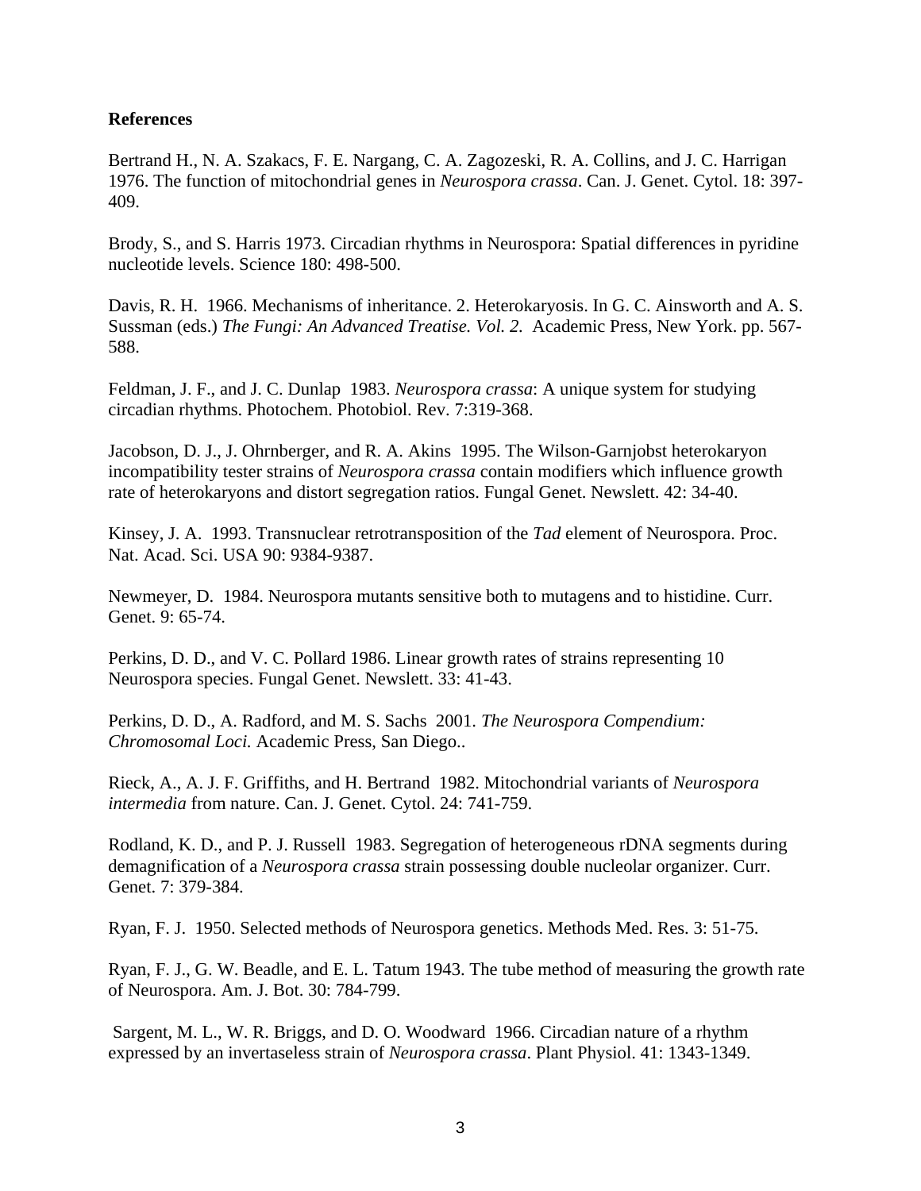**References**

Bertrand H., N. A. Szakacs, F. E. Nargang, C. A. Zagozeski, R. A. Collins, and J. C. Harrigan 1976. The function of mitochondrial genes in *Neurospora crassa*. Can. J. Genet. Cytol. 18: 397-409.

Brody, S., and S. Harris 1973. Circadian rhythms in Neurospora: Spatial differences in pyridine nucleotide levels. Science 180: 498-500.

Davis, R. H. 1966. Mechanisms of inheritance. 2. Heterokaryosis. In G. C. Ainsworth and A. S. Sussman (eds.) *The Fungi: An Advanced Treatise. Vol. 2.* Academic Press, New York. pp. 567-588.

Feldman, J. F., and J. C. Dunlap 1983. *Neurospora crassa*: A unique system for studying circadian rhythms. Photochem. Photobiol. Rev. 7:319-368.

Jacobson, D. J., J. Ohrnberger, and R. A. Akins 1995. The Wilson-Garnjobst heterokaryon incompatibility tester strains of *Neurospora crassa* contain modifiers which influence growth rate of heterokaryons and distort segregation ratios. Fungal Genet. Newslett. 42: 34-40.

Kinsey, J. A. 1993. Transnuclear retrotransposition of the *Tad* element of Neurospora. Proc. Nat. Acad. Sci. USA 90: 9384-9387.

Newmeyer, D. 1984. Neurospora mutants sensitive both to mutagens and to histidine. Curr. Genet. 9: 65-74.

Perkins, D. D., and V. C. Pollard 1986. Linear growth rates of strains representing 10 Neurospora species. Fungal Genet. Newslett. 33: 41-43.

Perkins, D. D., A. Radford, and M. S. Sachs 2001. *The Neurospora Compendium: Chromosomal Loci.* Academic Press, San Diego..

Rieck, A., A. J. F. Griffiths, and H. Bertrand 1982. Mitochondrial variants of *Neurospora intermedia* from nature. Can. J. Genet. Cytol. 24: 741-759.

Rodland, K. D., and P. J. Russell 1983. Segregation of heterogeneous rDNA segments during demagnification of a *Neurospora crassa* strain possessing double nucleolar organizer. Curr. Genet. 7: 379-384.

Ryan, F. J. 1950. Selected methods of Neurospora genetics. Methods Med. Res. 3: 51-75.

Ryan, F. J., G. W. Beadle, and E. L. Tatum 1943. The tube method of measuring the growth rate of Neurospora. Am. J. Bot. 30: 784-799.

Sargent, M. L., W. R. Briggs, and D. O. Woodward 1966. Circadian nature of a rhythm expressed by an invertaseless strain of *Neurospora crassa*. Plant Physiol. 41: 1343-1349.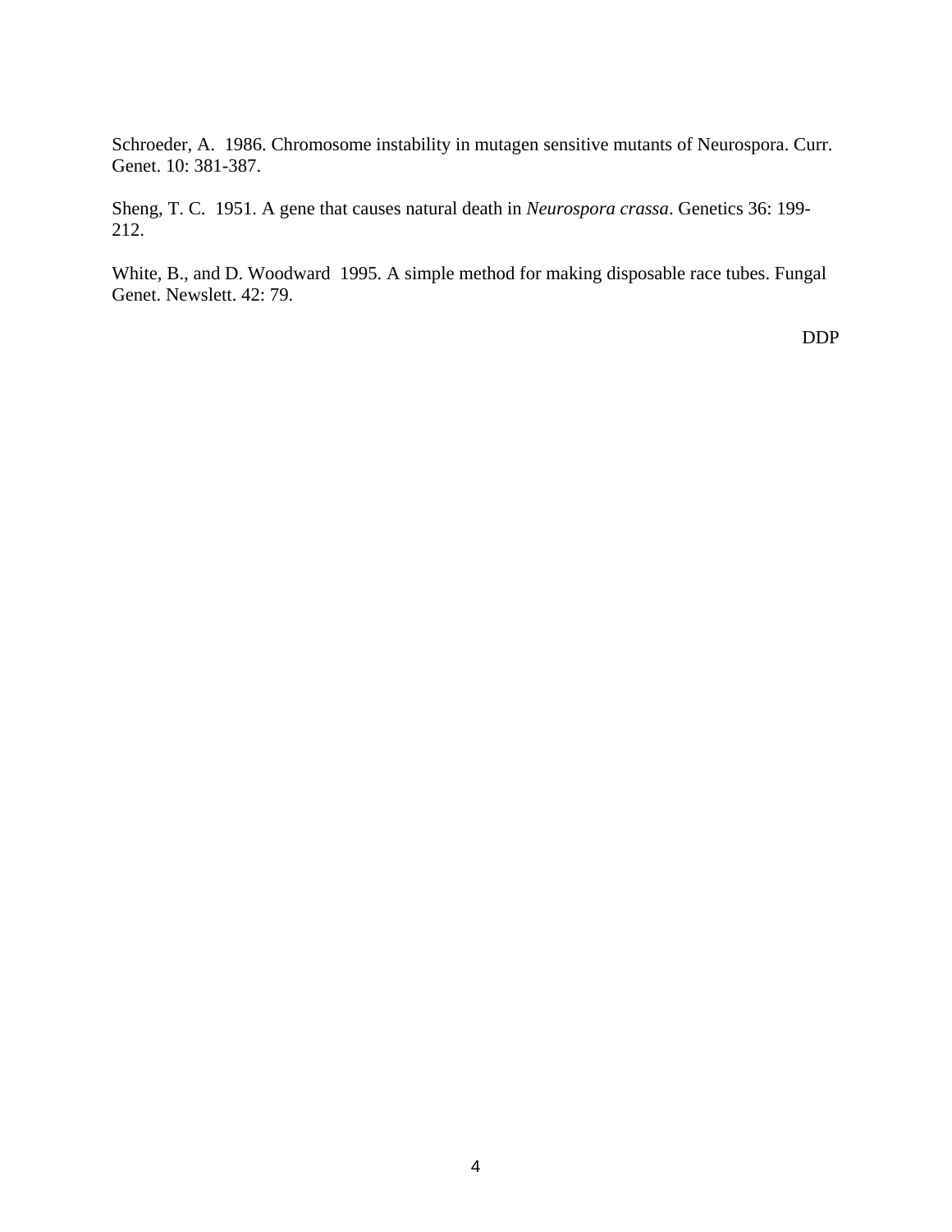Schroeder, A. 1986. Chromosome instability in mutagen sensitive mutants of Neurospora. Curr. Genet. 10: 381-387.

Sheng, T. C. 1951. A gene that causes natural death in *Neurospora crassa*. Genetics 36: 199-212.

White, B., and D. Woodward 1995. A simple method for making disposable race tubes. Fungal Genet. Newslett. 42: 79.

DDP